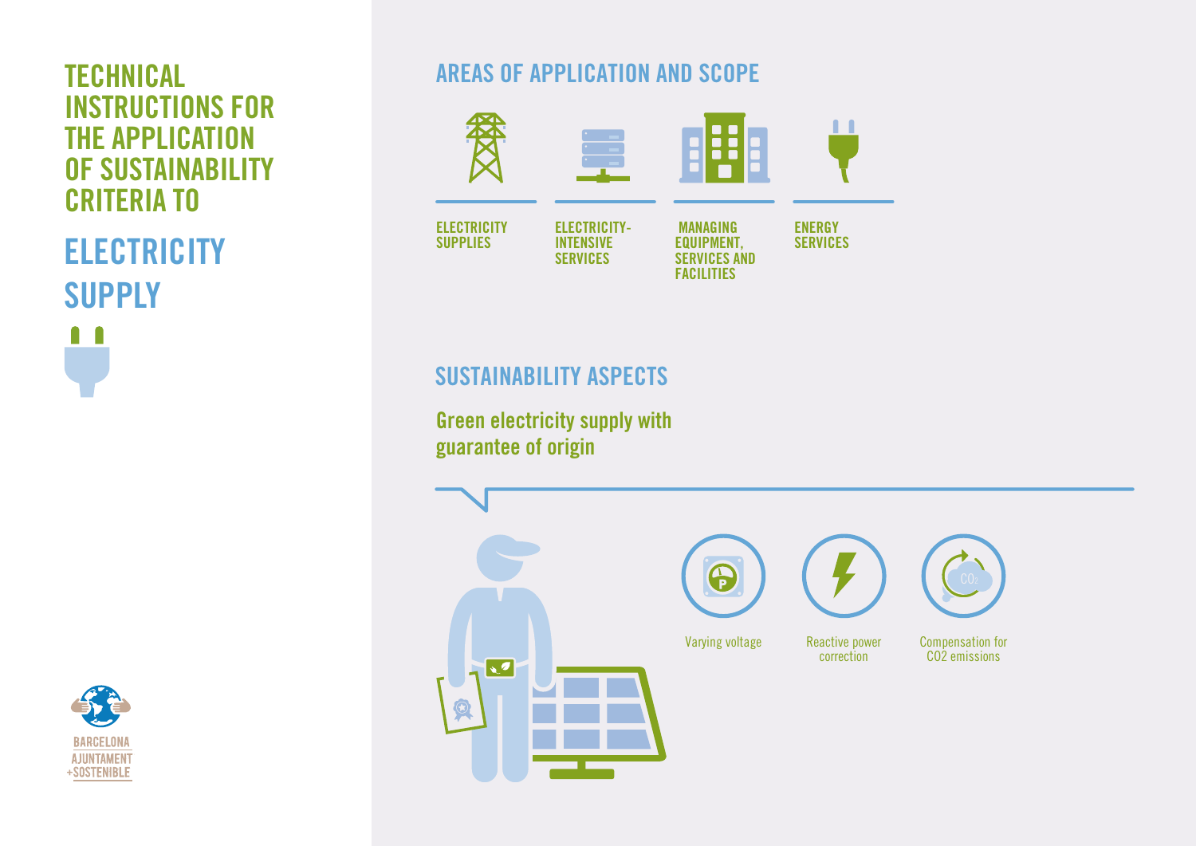# TECHNICAL INSTRUCTIONS FOR THE APPLICATION OF SUSTAINABILITY CRITERIA TO

# ELECTRICITY SUPPLY

BARCELONA
AJUNTAMENT
+SOSTENIBLE

## AREAS OF APPLICATION AND SCOPE

- ELECTRICITY SUPPLIES
- ELECTRICITY-INTENSIVE SERVICES
- MANAGING EQUIPMENT, SERVICES AND FACILITIES
- ENERGY SERVICES

## SUSTAINABILITY ASPECTS

### Green electricity supply with guarantee of origin

- Varying voltage
- Reactive power correction
- Compensation for CO2 emissions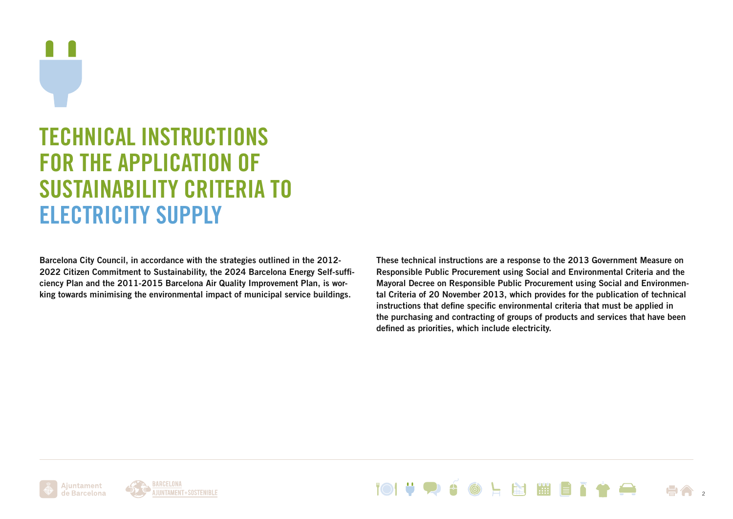# TECHNICAL INSTRUCTIONS FOR THE APPLICATION OF SUSTAINABILITY CRITERIA TO ELECTRICITY SUPPLY

**Barcelona City Council, in accordance with the strategies outlined in the 2012-2022 Citizen Commitment to Sustainability, the 2024 Barcelona Energy Self-sufficiency Plan and the 2011-2015 Barcelona Air Quality Improvement Plan, is working towards minimising the environmental impact of municipal service buildings.**

**These technical instructions are a response to the 2013 Government Measure on Responsible Public Procurement using Social and Environmental Criteria and the Mayoral Decree on Responsible Public Procurement using Social and Environmental Criteria of 20 November 2013, which provides for the publication of technical instructions that define specific environmental criteria that must be applied in the purchasing and contracting of groups of products and services that have been defined as priorities, which include electricity.**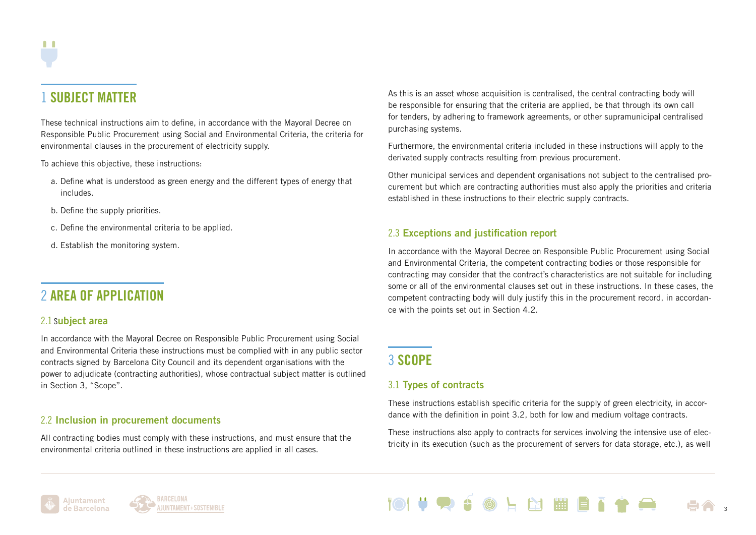# 1 SUBJECT MATTER

These technical instructions aim to define, in accordance with the Mayoral Decree on Responsible Public Procurement using Social and Environmental Criteria, the criteria for environmental clauses in the procurement of electricity supply.

To achieve this objective, these instructions:

a. Define what is understood as green energy and the different types of energy that includes.

b. Define the supply priorities.

c. Define the environmental criteria to be applied.

d. Establish the monitoring system.

# 2 AREA OF APPLICATION

## 2.1 Subject area

In accordance with the Mayoral Decree on Responsible Public Procurement using Social and Environmental Criteria these instructions must be complied with in any public sector contracts signed by Barcelona City Council and its dependent organisations with the power to adjudicate (contracting authorities), whose contractual subject matter is outlined in Section 3, "Scope".

## 2.2 Inclusion in procurement documents

All contracting bodies must comply with these instructions, and must ensure that the environmental criteria outlined in these instructions are applied in all cases.

As this is an asset whose acquisition is centralised, the central contracting body will be responsible for ensuring that the criteria are applied, be that through its own call for tenders, by adhering to framework agreements, or other supramunicipal centralised purchasing systems.

Furthermore, the environmental criteria included in these instructions will apply to the derivated supply contracts resulting from previous procurement.

Other municipal services and dependent organisations not subject to the centralised procurement but which are contracting authorities must also apply the priorities and criteria established in these instructions to their electric supply contracts.

## 2.3 Exceptions and justification report

In accordance with the Mayoral Decree on Responsible Public Procurement using Social and Environmental Criteria, the competent contracting bodies or those responsible for contracting may consider that the contract's characteristics are not suitable for including some or all of the environmental clauses set out in these instructions. In these cases, the competent contracting body will duly justify this in the procurement record, in accordance with the points set out in Section 4.2.

# 3 SCOPE

## 3.1 Types of contracts

These instructions establish specific criteria for the supply of green electricity, in accordance with the definition in point 3.2, both for low and medium voltage contracts.

These instructions also apply to contracts for services involving the intensive use of electricity in its execution (such as the procurement of servers for data storage, etc.), as well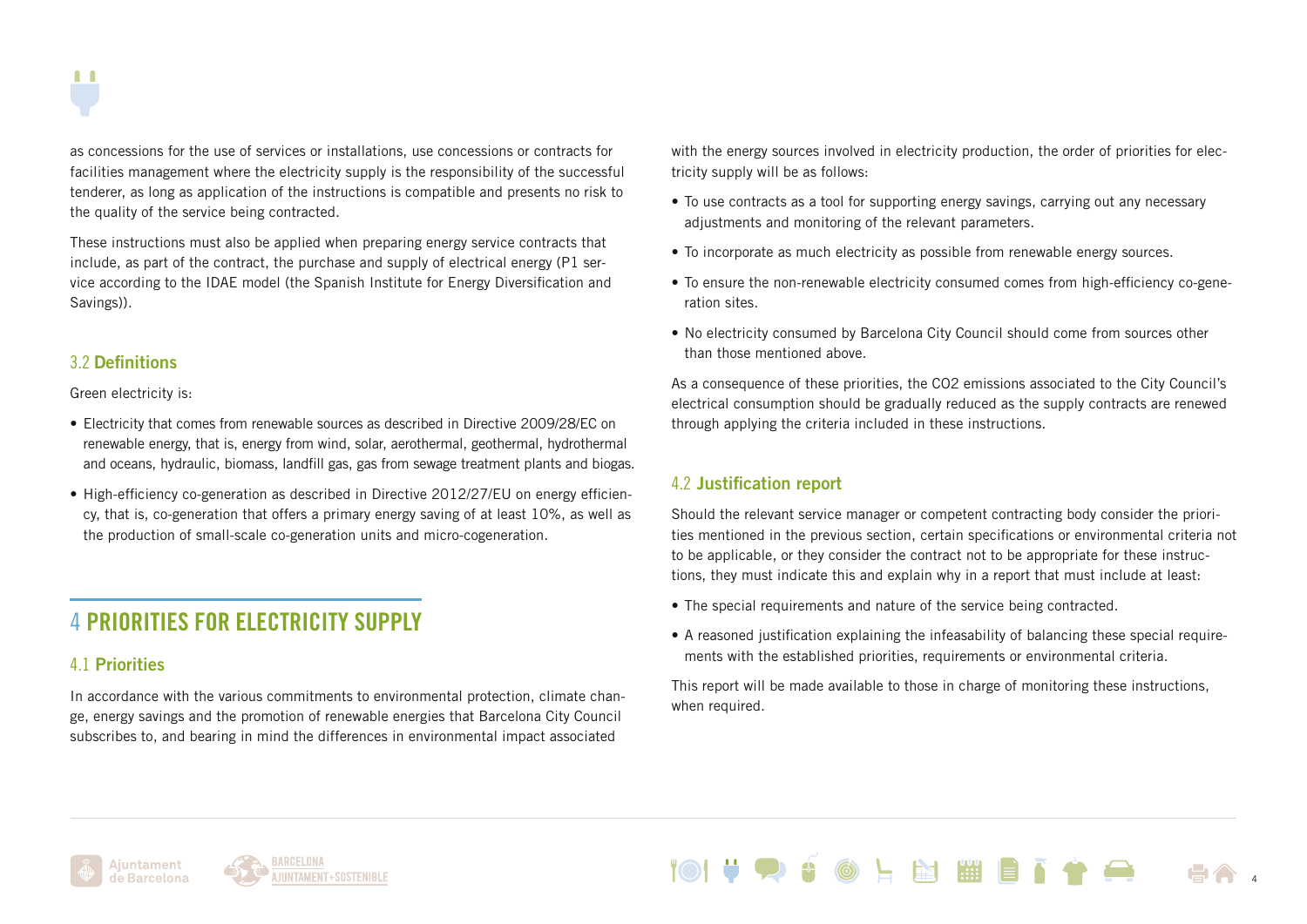as concessions for the use of services or installations, use concessions or contracts for facilities management where the electricity supply is the responsibility of the successful tenderer, as long as application of the instructions is compatible and presents no risk to the quality of the service being contracted.

These instructions must also be applied when preparing energy service contracts that include, as part of the contract, the purchase and supply of electrical energy (P1 service according to the IDAE model (the Spanish Institute for Energy Diversification and Savings)).

### 3.2 Definitions

Green electricity is:

- Electricity that comes from renewable sources as described in Directive 2009/28/EC on renewable energy, that is, energy from wind, solar, aerothermal, geothermal, hydrothermal and oceans, hydraulic, biomass, landfill gas, gas from sewage treatment plants and biogas.
- High-efficiency co-generation as described in Directive 2012/27/EU on energy efficiency, that is, co-generation that offers a primary energy saving of at least 10%, as well as the production of small-scale co-generation units and micro-cogeneration.

## 4 PRIORITIES FOR ELECTRICITY SUPPLY

### 4.1 Priorities

In accordance with the various commitments to environmental protection, climate change, energy savings and the promotion of renewable energies that Barcelona City Council subscribes to, and bearing in mind the differences in environmental impact associated with the energy sources involved in electricity production, the order of priorities for electricity supply will be as follows:

- To use contracts as a tool for supporting energy savings, carrying out any necessary adjustments and monitoring of the relevant parameters.
- To incorporate as much electricity as possible from renewable energy sources.
- To ensure the non-renewable electricity consumed comes from high-efficiency co-generation sites.
- No electricity consumed by Barcelona City Council should come from sources other than those mentioned above.

As a consequence of these priorities, the $CO_2$ emissions associated to the City Council's electrical consumption should be gradually reduced as the supply contracts are renewed through applying the criteria included in these instructions.

### 4.2 Justification report

Should the relevant service manager or competent contracting body consider the priorities mentioned in the previous section, certain specifications or environmental criteria not to be applicable, or they consider the contract not to be appropriate for these instructions, they must indicate this and explain why in a report that must include at least:

- The special requirements and nature of the service being contracted.
- A reasoned justification explaining the infeasability of balancing these special requirements with the established priorities, requirements or environmental criteria.

This report will be made available to those in charge of monitoring these instructions, when required.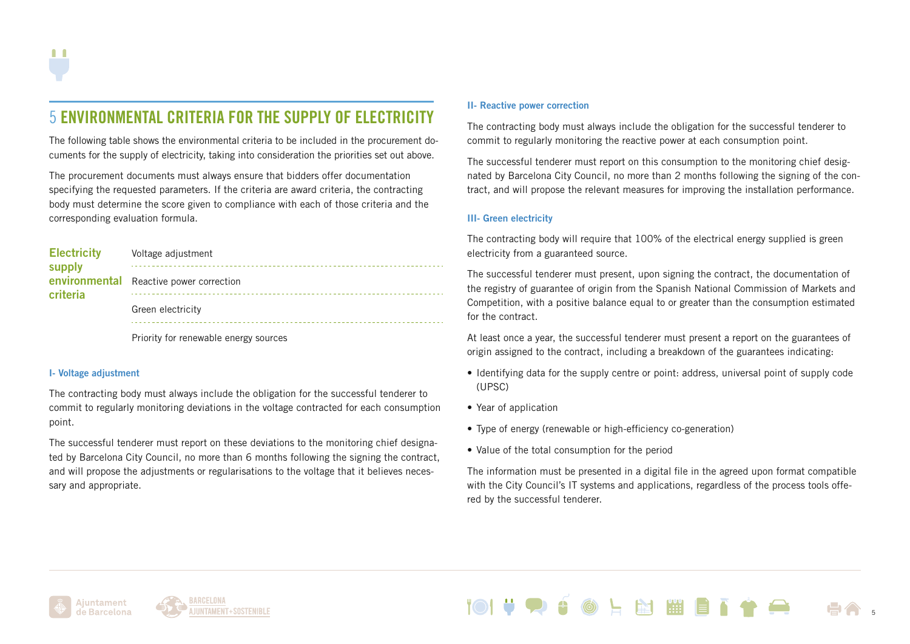# 5 ENVIRONMENTAL CRITERIA FOR THE SUPPLY OF ELECTRICITY

The following table shows the environmental criteria to be included in the procurement documents for the supply of electricity, taking into consideration the priorities set out above.

The procurement documents must always ensure that bidders offer documentation specifying the requested parameters. If the criteria are award criteria, the contracting body must determine the score given to compliance with each of those criteria and the corresponding evaluation formula.

| Electricity supply environmental criteria | |
|---|---|
| | Voltage adjustment |
| | Reactive power correction |
| | Green electricity |
| | Priority for renewable energy sources |

### I- Voltage adjustment

The contracting body must always include the obligation for the successful tenderer to commit to regularly monitoring deviations in the voltage contracted for each consumption point.

The successful tenderer must report on these deviations to the monitoring chief designated by Barcelona City Council, no more than 6 months following the signing the contract, and will propose the adjustments or regularisations to the voltage that it believes necessary and appropriate.

### II- Reactive power correction

The contracting body must always include the obligation for the successful tenderer to commit to regularly monitoring the reactive power at each consumption point.

The successful tenderer must report on this consumption to the monitoring chief designated by Barcelona City Council, no more than 2 months following the signing of the contract, and will propose the relevant measures for improving the installation performance.

### III- Green electricity

The contracting body will require that 100% of the electrical energy supplied is green electricity from a guaranteed source.

The successful tenderer must present, upon signing the contract, the documentation of the registry of guarantee of origin from the Spanish National Commission of Markets and Competition, with a positive balance equal to or greater than the consumption estimated for the contract.

At least once a year, the successful tenderer must present a report on the guarantees of origin assigned to the contract, including a breakdown of the guarantees indicating:

- Identifying data for the supply centre or point: address, universal point of supply code (UPSC)
- Year of application
- Type of energy (renewable or high-efficiency co-generation)
- Value of the total consumption for the period

The information must be presented in a digital file in the agreed upon format compatible with the City Council's IT systems and applications, regardless of the process tools offered by the successful tenderer.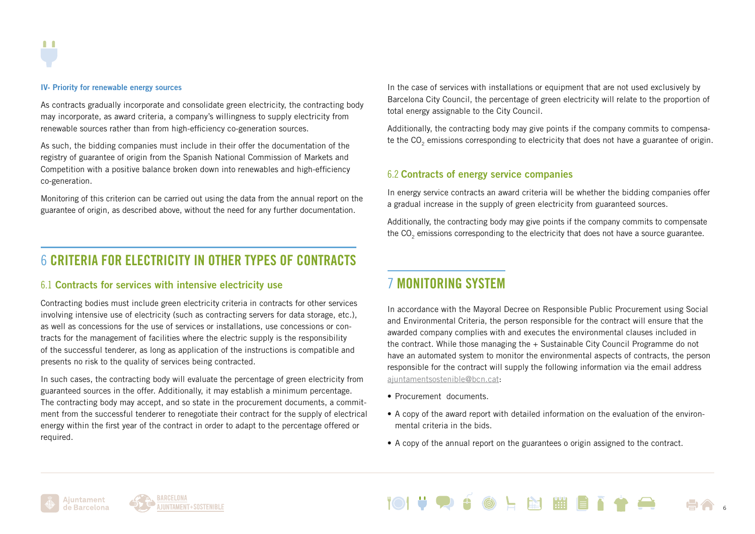**IV- Priority for renewable energy sources**

As contracts gradually incorporate and consolidate green electricity, the contracting body may incorporate, as award criteria, a company's willingness to supply electricity from renewable sources rather than from high-efficiency co-generation sources.

As such, the bidding companies must include in their offer the documentation of the registry of guarantee of origin from the Spanish National Commission of Markets and Competition with a positive balance broken down into renewables and high-efficiency co-generation.

Monitoring of this criterion can be carried out using the data from the annual report on the guarantee of origin, as described above, without the need for any further documentation.

# 6 CRITERIA FOR ELECTRICITY IN OTHER TYPES OF CONTRACTS

## 6.1 Contracts for services with intensive electricity use

Contracting bodies must include green electricity criteria in contracts for other services involving intensive use of electricity (such as contracting servers for data storage, etc.), as well as concessions for the use of services or installations, use concessions or contracts for the management of facilities where the electric supply is the responsibility of the successful tenderer, as long as application of the instructions is compatible and presents no risk to the quality of services being contracted.

In such cases, the contracting body will evaluate the percentage of green electricity from guaranteed sources in the offer. Additionally, it may establish a minimum percentage. The contracting body may accept, and so state in the procurement documents, a commitment from the successful tenderer to renegotiate their contract for the supply of electrical energy within the first year of the contract in order to adapt to the percentage offered or required.

In the case of services with installations or equipment that are not used exclusively by Barcelona City Council, the percentage of green electricity will relate to the proportion of total energy assignable to the City Council.

Additionally, the contracting body may give points if the company commits to compensate the $CO_2$ emissions corresponding to electricity that does not have a guarantee of origin.

## 6.2 Contracts of energy service companies

In energy service contracts an award criteria will be whether the bidding companies offer a gradual increase in the supply of green electricity from guaranteed sources.

Additionally, the contracting body may give points if the company commits to compensate the $CO_2$ emissions corresponding to the electricity that does not have a source guarantee.

# 7 MONITORING SYSTEM

In accordance with the Mayoral Decree on Responsible Public Procurement using Social and Environmental Criteria, the person responsible for the contract will ensure that the awarded company complies with and executes the environmental clauses included in the contract. While those managing the + Sustainable City Council Programme do not have an automated system to monitor the environmental aspects of contracts, the person responsible for the contract will supply the following information via the email address ajuntamentsostenible@bcn.cat:

- Procurement documents.
- A copy of the award report with detailed information on the evaluation of the environmental criteria in the bids.
- A copy of the annual report on the guarantees o origin assigned to the contract.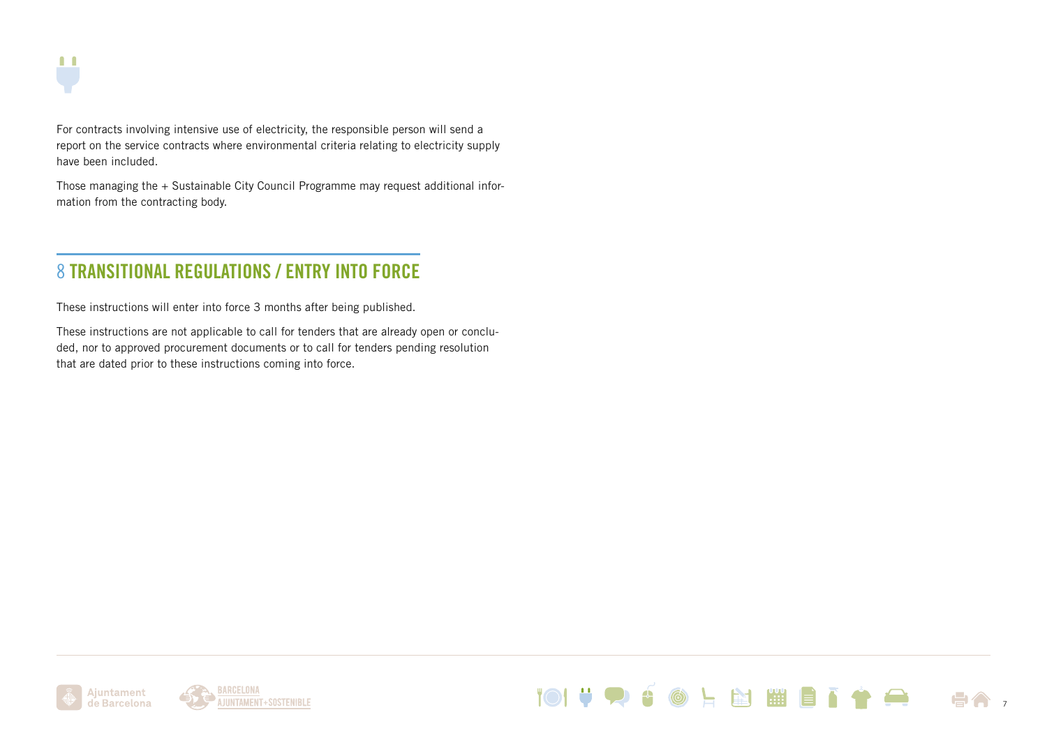For contracts involving intensive use of electricity, the responsible person will send a report on the service contracts where environmental criteria relating to electricity supply have been included.

Those managing the + Sustainable City Council Programme may request additional information from the contracting body.

## 8 TRANSITIONAL REGULATIONS / ENTRY INTO FORCE

These instructions will enter into force 3 months after being published.

These instructions are not applicable to call for tenders that are already open or concluded, nor to approved procurement documents or to call for tenders pending resolution that are dated prior to these instructions coming into force.